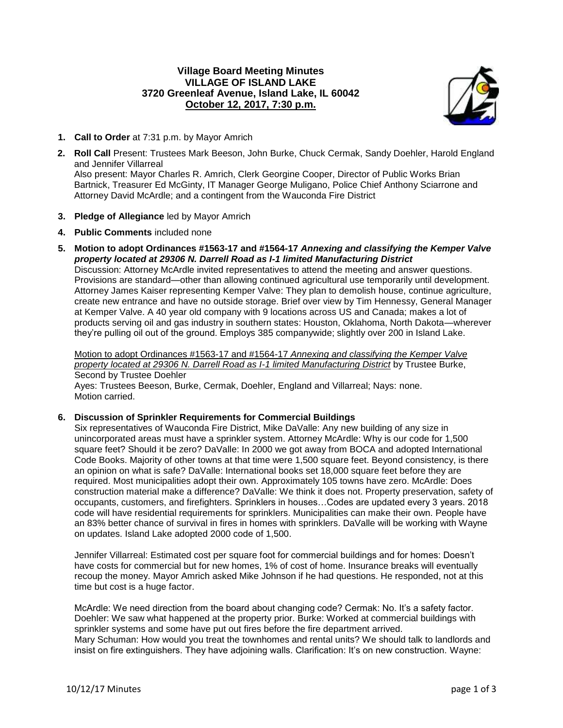**Village Board Meeting Minutes**
**VILLAGE OF ISLAND LAKE**
**3720 Greenleaf Avenue, Island Lake, IL 60042**
**October 12, 2017, 7:30 p.m.**

1. **Call to Order** at 7:31 p.m. by Mayor Amrich

2. **Roll Call** Present: Trustees Mark Beeson, John Burke, Chuck Cermak, Sandy Doehler, Harold England and Jennifer Villarreal
   Also present: Mayor Charles R. Amrich, Clerk Georgine Cooper, Director of Public Works Brian Bartnick, Treasurer Ed McGinty, IT Manager George Muligano, Police Chief Anthony Sciarrone and Attorney David McArdle; and a contingent from the Wauconda Fire District

3. **Pledge of Allegiance** led by Mayor Amrich

4. **Public Comments** included none

5. **Motion to adopt Ordinances #1563-17 and #1564-17 *Annexing and classifying the Kemper Valve property located at 29306 N. Darrell Road as I-1 limited Manufacturing District***
   Discussion: Attorney McArdle invited representatives to attend the meeting and answer questions. Provisions are standard—other than allowing continued agricultural use temporarily until development. Attorney James Kaiser representing Kemper Valve: They plan to demolish house, continue agriculture, create new entrance and have no outside storage. Brief over view by Tim Hennessy, General Manager at Kemper Valve. A 40 year old company with 9 locations across US and Canada; makes a lot of products serving oil and gas industry in southern states: Houston, Oklahoma, North Dakota—wherever they're pulling oil out of the ground. Employs 385 companywide; slightly over 200 in Island Lake.

   Motion to adopt Ordinances #1563-17 and #1564-17 *Annexing and classifying the Kemper Valve property located at 29306 N. Darrell Road as I-1 limited Manufacturing District* by Trustee Burke, Second by Trustee Doehler
   Ayes: Trustees Beeson, Burke, Cermak, Doehler, England and Villarreal; Nays: none.
   Motion carried.

6. **Discussion of Sprinkler Requirements for Commercial Buildings**
   Six representatives of Wauconda Fire District, Mike DaValle: Any new building of any size in unincorporated areas must have a sprinkler system. Attorney McArdle: Why is our code for 1,500 square feet? Should it be zero? DaValle: In 2000 we got away from BOCA and adopted International Code Books. Majority of other towns at that time were 1,500 square feet. Beyond consistency, is there an opinion on what is safe? DaValle: International books set 18,000 square feet before they are required. Most municipalities adopt their own. Approximately 105 towns have zero. McArdle: Does construction material make a difference? DaValle: We think it does not. Property preservation, safety of occupants, customers, and firefighters. Sprinklers in houses…Codes are updated every 3 years. 2018 code will have residential requirements for sprinklers. Municipalities can make their own. People have an 83% better chance of survival in fires in homes with sprinklers. DaValle will be working with Wayne on updates. Island Lake adopted 2000 code of 1,500.

   Jennifer Villarreal: Estimated cost per square foot for commercial buildings and for homes: Doesn't have costs for commercial but for new homes, 1% of cost of home. Insurance breaks will eventually recoup the money. Mayor Amrich asked Mike Johnson if he had questions. He responded, not at this time but cost is a huge factor.

   McArdle: We need direction from the board about changing code? Cermak: No. It's a safety factor. Doehler: We saw what happened at the property prior. Burke: Worked at commercial buildings with sprinkler systems and some have put out fires before the fire department arrived.
   Mary Schuman: How would you treat the townhomes and rental units? We should talk to landlords and insist on fire extinguishers. They have adjoining walls. Clarification: It's on new construction. Wayne: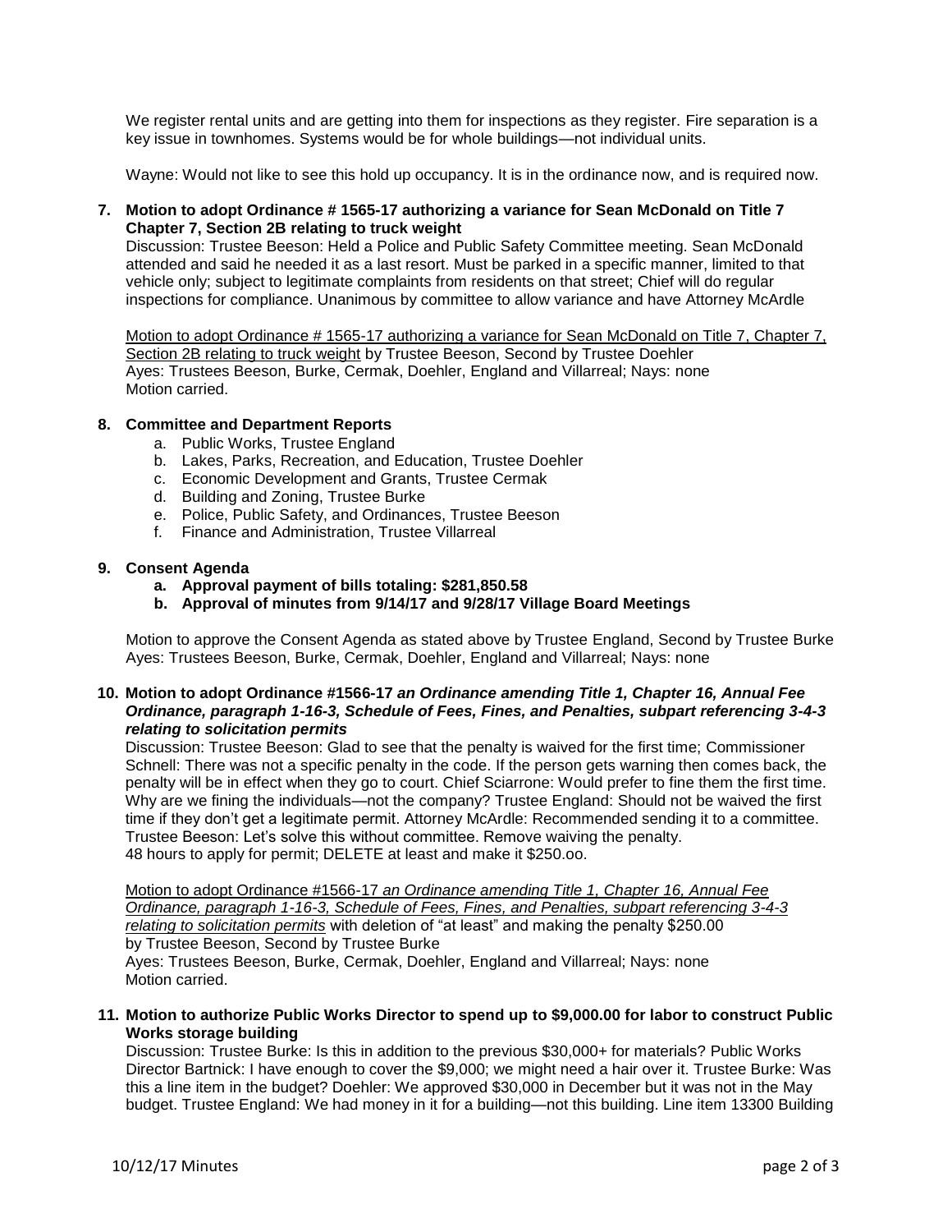We register rental units and are getting into them for inspections as they register. Fire separation is a key issue in townhomes. Systems would be for whole buildings—not individual units.

Wayne: Would not like to see this hold up occupancy. It is in the ordinance now, and is required now.

**7. Motion to adopt Ordinance # 1565-17 authorizing a variance for Sean McDonald on Title 7 Chapter 7, Section 2B relating to truck weight**

Discussion: Trustee Beeson: Held a Police and Public Safety Committee meeting. Sean McDonald attended and said he needed it as a last resort. Must be parked in a specific manner, limited to that vehicle only; subject to legitimate complaints from residents on that street; Chief will do regular inspections for compliance. Unanimous by committee to allow variance and have Attorney McArdle

Motion to adopt Ordinance # 1565-17 authorizing a variance for Sean McDonald on Title 7, Chapter 7, Section 2B relating to truck weight by Trustee Beeson, Second by Trustee Doehler
Ayes: Trustees Beeson, Burke, Cermak, Doehler, England and Villarreal; Nays: none
Motion carried.

**8. Committee and Department Reports**

a. Public Works, Trustee England
b. Lakes, Parks, Recreation, and Education, Trustee Doehler
c. Economic Development and Grants, Trustee Cermak
d. Building and Zoning, Trustee Burke
e. Police, Public Safety, and Ordinances, Trustee Beeson
f. Finance and Administration, Trustee Villarreal

**9. Consent Agenda**

**a. Approval payment of bills totaling: $281,850.58**
**b. Approval of minutes from 9/14/17 and 9/28/17 Village Board Meetings**

Motion to approve the Consent Agenda as stated above by Trustee England, Second by Trustee Burke
Ayes: Trustees Beeson, Burke, Cermak, Doehler, England and Villarreal; Nays: none

**10. Motion to adopt Ordinance #1566-17 *an Ordinance amending Title 1, Chapter 16, Annual Fee Ordinance, paragraph 1-16-3, Schedule of Fees, Fines, and Penalties, subpart referencing 3-4-3 relating to solicitation permits***

Discussion: Trustee Beeson: Glad to see that the penalty is waived for the first time; Commissioner Schnell: There was not a specific penalty in the code. If the person gets warning then comes back, the penalty will be in effect when they go to court. Chief Sciarrone: Would prefer to fine them the first time. Why are we fining the individuals—not the company? Trustee England: Should not be waived the first time if they don't get a legitimate permit. Attorney McArdle: Recommended sending it to a committee. Trustee Beeson: Let's solve this without committee. Remove waiving the penalty.
48 hours to apply for permit; DELETE at least and make it $250.oo.

Motion to adopt Ordinance #1566-17 *an Ordinance amending Title 1, Chapter 16, Annual Fee Ordinance, paragraph 1-16-3, Schedule of Fees, Fines, and Penalties, subpart referencing 3-4-3 relating to solicitation permits* with deletion of "at least" and making the penalty $250.00 by Trustee Beeson, Second by Trustee Burke
Ayes: Trustees Beeson, Burke, Cermak, Doehler, England and Villarreal; Nays: none
Motion carried.

**11. Motion to authorize Public Works Director to spend up to $9,000.00 for labor to construct Public Works storage building**

Discussion: Trustee Burke: Is this in addition to the previous $30,000+ for materials? Public Works Director Bartnick: I have enough to cover the $9,000; we might need a hair over it. Trustee Burke: Was this a line item in the budget? Doehler: We approved $30,000 in December but it was not in the May budget. Trustee England: We had money in it for a building—not this building. Line item 13300 Building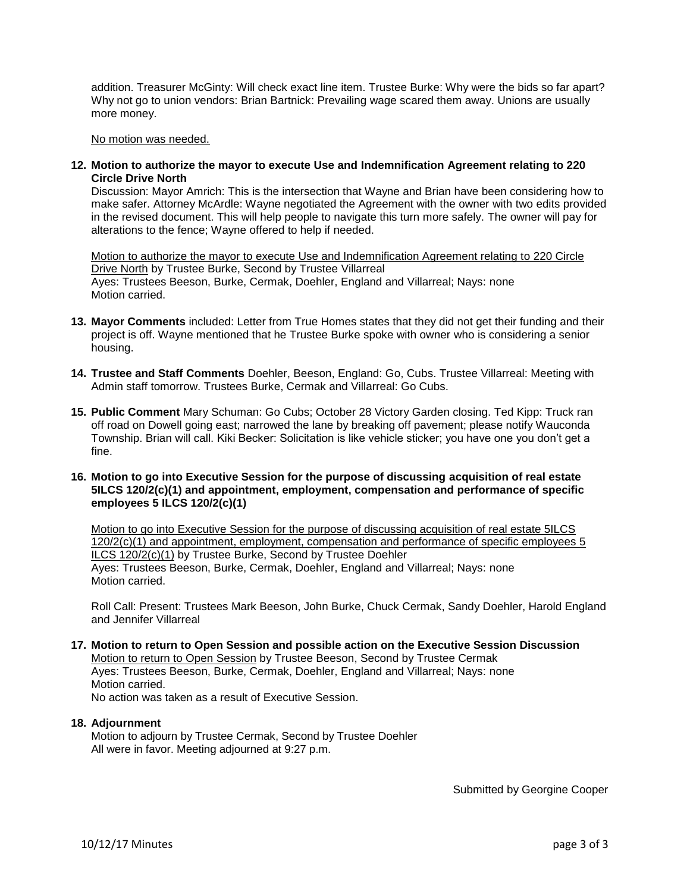addition. Treasurer McGinty: Will check exact line item. Trustee Burke: Why were the bids so far apart? Why not go to union vendors: Brian Bartnick: Prevailing wage scared them away. Unions are usually more money.

<u>No motion was needed.</u>

**12. Motion to authorize the mayor to execute Use and Indemnification Agreement relating to 220 Circle Drive North**

Discussion: Mayor Amrich: This is the intersection that Wayne and Brian have been considering how to make safer. Attorney McArdle: Wayne negotiated the Agreement with the owner with two edits provided in the revised document. This will help people to navigate this turn more safely. The owner will pay for alterations to the fence; Wayne offered to help if needed.

<u>Motion to authorize the mayor to execute Use and Indemnification Agreement relating to 220 Circle Drive North</u> by Trustee Burke, Second by Trustee Villarreal
Ayes: Trustees Beeson, Burke, Cermak, Doehler, England and Villarreal; Nays: none
Motion carried.

**13. Mayor Comments** included: Letter from True Homes states that they did not get their funding and their project is off. Wayne mentioned that he Trustee Burke spoke with owner who is considering a senior housing.

**14. Trustee and Staff Comments** Doehler, Beeson, England: Go, Cubs. Trustee Villarreal: Meeting with Admin staff tomorrow. Trustees Burke, Cermak and Villarreal: Go Cubs.

**15. Public Comment** Mary Schuman: Go Cubs; October 28 Victory Garden closing. Ted Kipp: Truck ran off road on Dowell going east; narrowed the lane by breaking off pavement; please notify Wauconda Township. Brian will call. Kiki Becker: Solicitation is like vehicle sticker; you have one you don't get a fine.

**16. Motion to go into Executive Session for the purpose of discussing acquisition of real estate 5ILCS 120/2(c)(1) and appointment, employment, compensation and performance of specific employees 5 ILCS 120/2(c)(1)**

<u>Motion to go into Executive Session for the purpose of discussing acquisition of real estate 5ILCS 120/2(c)(1) and appointment, employment, compensation and performance of specific employees 5 ILCS 120/2(c)(1)</u> by Trustee Burke, Second by Trustee Doehler
Ayes: Trustees Beeson, Burke, Cermak, Doehler, England and Villarreal; Nays: none
Motion carried.

Roll Call: Present: Trustees Mark Beeson, John Burke, Chuck Cermak, Sandy Doehler, Harold England and Jennifer Villarreal

**17. Motion to return to Open Session and possible action on the Executive Session Discussion**
<u>Motion to return to Open Session</u> by Trustee Beeson, Second by Trustee Cermak
Ayes: Trustees Beeson, Burke, Cermak, Doehler, England and Villarreal; Nays: none
Motion carried.
No action was taken as a result of Executive Session.

**18. Adjournment**
Motion to adjourn by Trustee Cermak, Second by Trustee Doehler
All were in favor. Meeting adjourned at 9:27 p.m.

Submitted by Georgine Cooper

10/12/17 Minutes